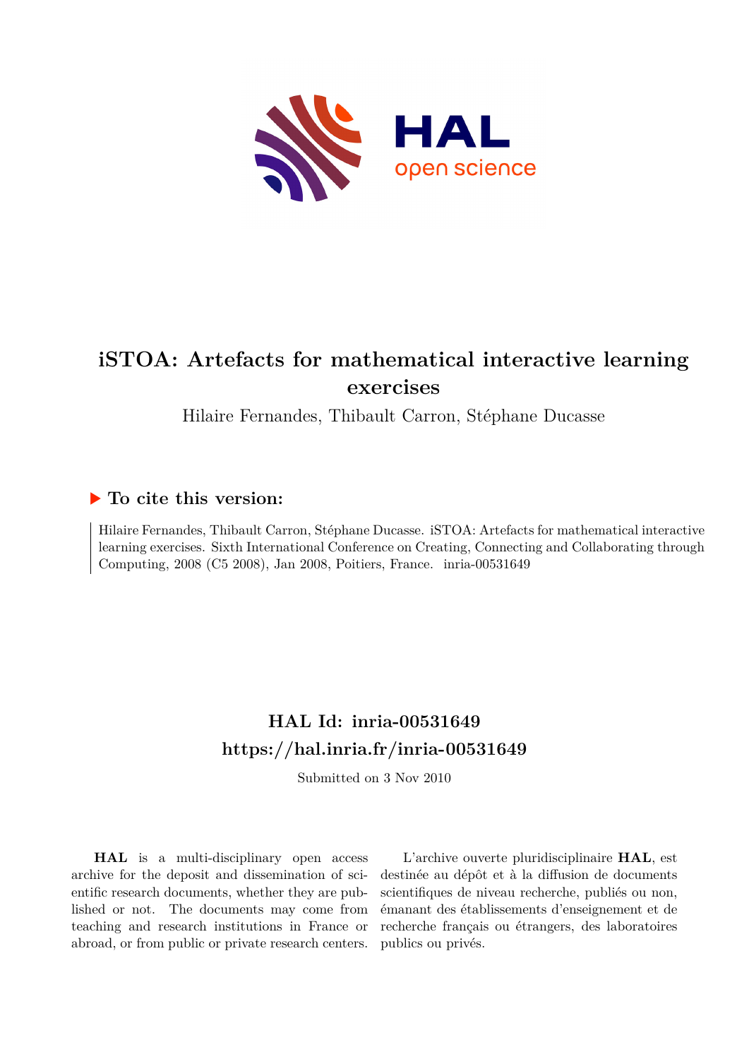# iSTOA: Artefacts for mathematical interactive learning exercises

Hilaire Fernandes, Thibault Carron, Stéphane Ducasse

## ▶ To cite this version:

Hilaire Fernandes, Thibault Carron, Stéphane Ducasse. iSTOA: Artefacts for mathematical interactive learning exercises. Sixth International Conference on Creating, Connecting and Collaborating through Computing, 2008 (C5 2008), Jan 2008, Poitiers, France. inria-00531649

## HAL Id: inria-00531649
## https://hal.inria.fr/inria-00531649

Submitted on 3 Nov 2010

**HAL** is a multi-disciplinary open access archive for the deposit and dissemination of scientific research documents, whether they are published or not. The documents may come from teaching and research institutions in France or abroad, or from public or private research centers.

L'archive ouverte pluridisciplinaire **HAL**, est destinée au dépôt et à la diffusion de documents scientifiques de niveau recherche, publiés ou non, émanant des établissements d'enseignement et de recherche français ou étrangers, des laboratoires publics ou privés.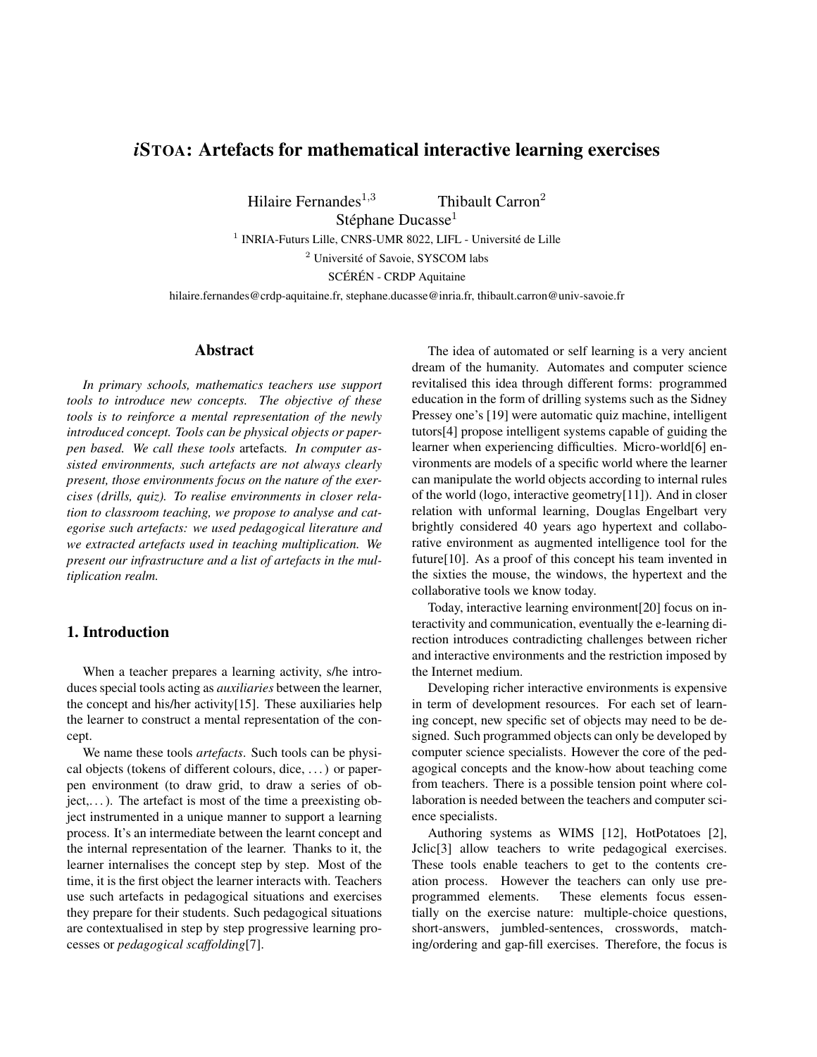# *i*STOA: Artefacts for mathematical interactive learning exercises

Hilaire Fernandes[1,3] Thibault Carron[2]
Stéphane Ducasse[1]

[1] INRIA-Futurs Lille, CNRS-UMR 8022, LIFL - Université de Lille
[2] Université of Savoie, SYSCOM labs
SCÉRÉN - CRDP Aquitaine

hilaire.fernandes@crdp-aquitaine.fr, stephane.ducasse@inria.fr, thibault.carron@univ-savoie.fr

## Abstract

*In primary schools, mathematics teachers use support tools to introduce new concepts. The objective of these tools is to reinforce a mental representation of the newly introduced concept. Tools can be physical objects or paper-pen based. We call these tools* artefacts*. In computer assisted environments, such artefacts are not always clearly present, those environments focus on the nature of the exercises (drills, quiz). To realise environments in closer relation to classroom teaching, we propose to analyse and categorise such artefacts: we used pedagogical literature and we extracted artefacts used in teaching multiplication. We present our infrastructure and a list of artefacts in the multiplication realm.*

## 1. Introduction

When a teacher prepares a learning activity, s/he introduces special tools acting as *auxiliaries* between the learner, the concept and his/her activity[15]. These auxiliaries help the learner to construct a mental representation of the concept.

We name these tools *artefacts*. Such tools can be physical objects (tokens of different colours, dice, ...) or paper-pen environment (to draw grid, to draw a series of object,...). The artefact is most of the time a preexisting object instrumented in a unique manner to support a learning process. It's an intermediate between the learnt concept and the internal representation of the learner. Thanks to it, the learner internalises the concept step by step. Most of the time, it is the first object the learner interacts with. Teachers use such artefacts in pedagogical situations and exercises they prepare for their students. Such pedagogical situations are contextualised in step by step progressive learning processes or *pedagogical scaffolding*[7].

The idea of automated or self learning is a very ancient dream of the humanity. Automates and computer science revitalised this idea through different forms: programmed education in the form of drilling systems such as the Sidney Pressey one's [19] were automatic quiz machine, intelligent tutors[4] propose intelligent systems capable of guiding the learner when experiencing difficulties. Micro-world[6] environments are models of a specific world where the learner can manipulate the world objects according to internal rules of the world (logo, interactive geometry[11]). And in closer relation with unformal learning, Douglas Engelbart very brightly considered 40 years ago hypertext and collaborative environment as augmented intelligence tool for the future[10]. As a proof of this concept his team invented in the sixties the mouse, the windows, the hypertext and the collaborative tools we know today.

Today, interactive learning environment[20] focus on interactivity and communication, eventually the e-learning direction introduces contradicting challenges between richer and interactive environments and the restriction imposed by the Internet medium.

Developing richer interactive environments is expensive in term of development resources. For each set of learning concept, new specific set of objects may need to be designed. Such programmed objects can only be developed by computer science specialists. However the core of the pedagogical concepts and the know-how about teaching come from teachers. There is a possible tension point where collaboration is needed between the teachers and computer science specialists.

Authoring systems as WIMS [12], HotPotatoes [2], Jclic[3] allow teachers to write pedagogical exercises. These tools enable teachers to get to the contents creation process. However the teachers can only use pre-programmed elements. These elements focus essentially on the exercise nature: multiple-choice questions, short-answers, jumbled-sentences, crosswords, matching/ordering and gap-fill exercises. Therefore, the focus is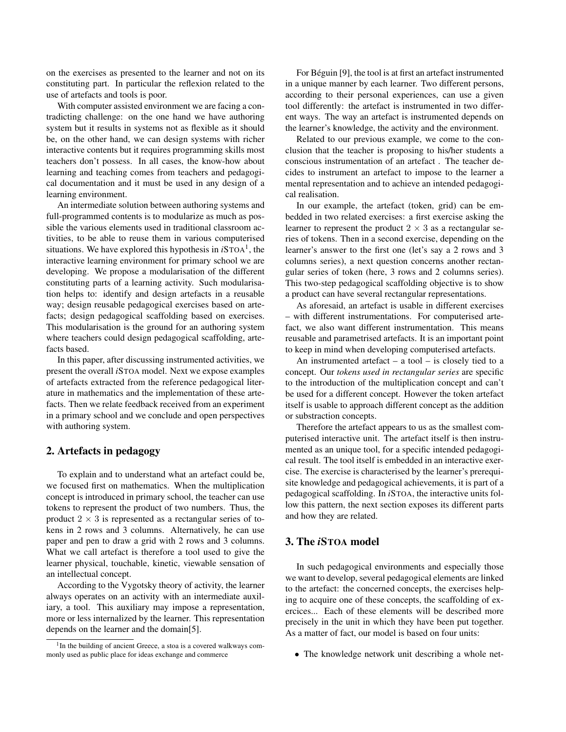on the exercises as presented to the learner and not on its constituting part. In particular the reflexion related to the use of artefacts and tools is poor.

With computer assisted environment we are facing a contradicting challenge: on the one hand we have authoring system but it results in systems not as flexible as it should be, on the other hand, we can design systems with richer interactive contents but it requires programming skills most teachers don't possess. In all cases, the know-how about learning and teaching comes from teachers and pedagogical documentation and it must be used in any design of a learning environment.

An intermediate solution between authoring systems and full-programmed contents is to modularize as much as possible the various elements used in traditional classroom activities, to be able to reuse them in various computerised situations. We have explored this hypothesis in *i*STOA[1], the interactive learning environment for primary school we are developing. We propose a modularisation of the different constituting parts of a learning activity. Such modularisation helps to: identify and design artefacts in a reusable way; design reusable pedagogical exercises based on artefacts; design pedagogical scaffolding based on exercises. This modularisation is the ground for an authoring system where teachers could design pedagogical scaffolding, artefacts based.

In this paper, after discussing instrumented activities, we present the overall *i*STOA model. Next we expose examples of artefacts extracted from the reference pedagogical literature in mathematics and the implementation of these artefacts. Then we relate feedback received from an experiment in a primary school and we conclude and open perspectives with authoring system.

## 2. Artefacts in pedagogy

To explain and to understand what an artefact could be, we focused first on mathematics. When the multiplication concept is introduced in primary school, the teacher can use tokens to represent the product of two numbers. Thus, the product $2 \times 3$ is represented as a rectangular series of tokens in 2 rows and 3 columns. Alternatively, he can use paper and pen to draw a grid with 2 rows and 3 columns. What we call artefact is therefore a tool used to give the learner physical, touchable, kinetic, viewable sensation of an intellectual concept.

According to the Vygotsky theory of activity, the learner always operates on an activity with an intermediate auxiliary, a tool. This auxiliary may impose a representation, more or less internalized by the learner. This representation depends on the learner and the domain[5].

For Béguin [9], the tool is at first an artefact instrumented in a unique manner by each learner. Two different persons, according to their personal experiences, can use a given tool differently: the artefact is instrumented in two different ways. The way an artefact is instrumented depends on the learner's knowledge, the activity and the environment.

Related to our previous example, we come to the conclusion that the teacher is proposing to his/her students a conscious instrumentation of an artefact . The teacher decides to instrument an artefact to impose to the learner a mental representation and to achieve an intended pedagogical realisation.

In our example, the artefact (token, grid) can be embedded in two related exercises: a first exercise asking the learner to represent the product $2 \times 3$ as a rectangular series of tokens. Then in a second exercise, depending on the learner's answer to the first one (let's say a 2 rows and 3 columns series), a next question concerns another rectangular series of token (here, 3 rows and 2 columns series). This two-step pedagogical scaffolding objective is to show a product can have several rectangular representations.

As aforesaid, an artefact is usable in different exercises – with different instrumentations. For computerised artefact, we also want different instrumentation. This means reusable and parametrised artefacts. It is an important point to keep in mind when developing computerised artefacts.

An instrumented artefact – a tool – is closely tied to a concept. Our *tokens used in rectangular series* are specific to the introduction of the multiplication concept and can't be used for a different concept. However the token artefact itself is usable to approach different concept as the addition or substraction concepts.

Therefore the artefact appears to us as the smallest computerised interactive unit. The artefact itself is then instrumented as an unique tool, for a specific intended pedagogical result. The tool itself is embedded in an interactive exercise. The exercise is characterised by the learner's prerequisite knowledge and pedagogical achievements, it is part of a pedagogical scaffolding. In *i*STOA, the interactive units follow this pattern, the next section exposes its different parts and how they are related.

## 3. The *i*STOA model

In such pedagogical environments and especially those we want to develop, several pedagogical elements are linked to the artefact: the concerned concepts, the exercises helping to acquire one of these concepts, the scaffolding of exercices... Each of these elements will be described more precisely in the unit in which they have been put together. As a matter of fact, our model is based on four units:

- The knowledge network unit describing a whole net-

[1] In the building of ancient Greece, a stoa is a covered walkways commonly used as public place for ideas exchange and commerce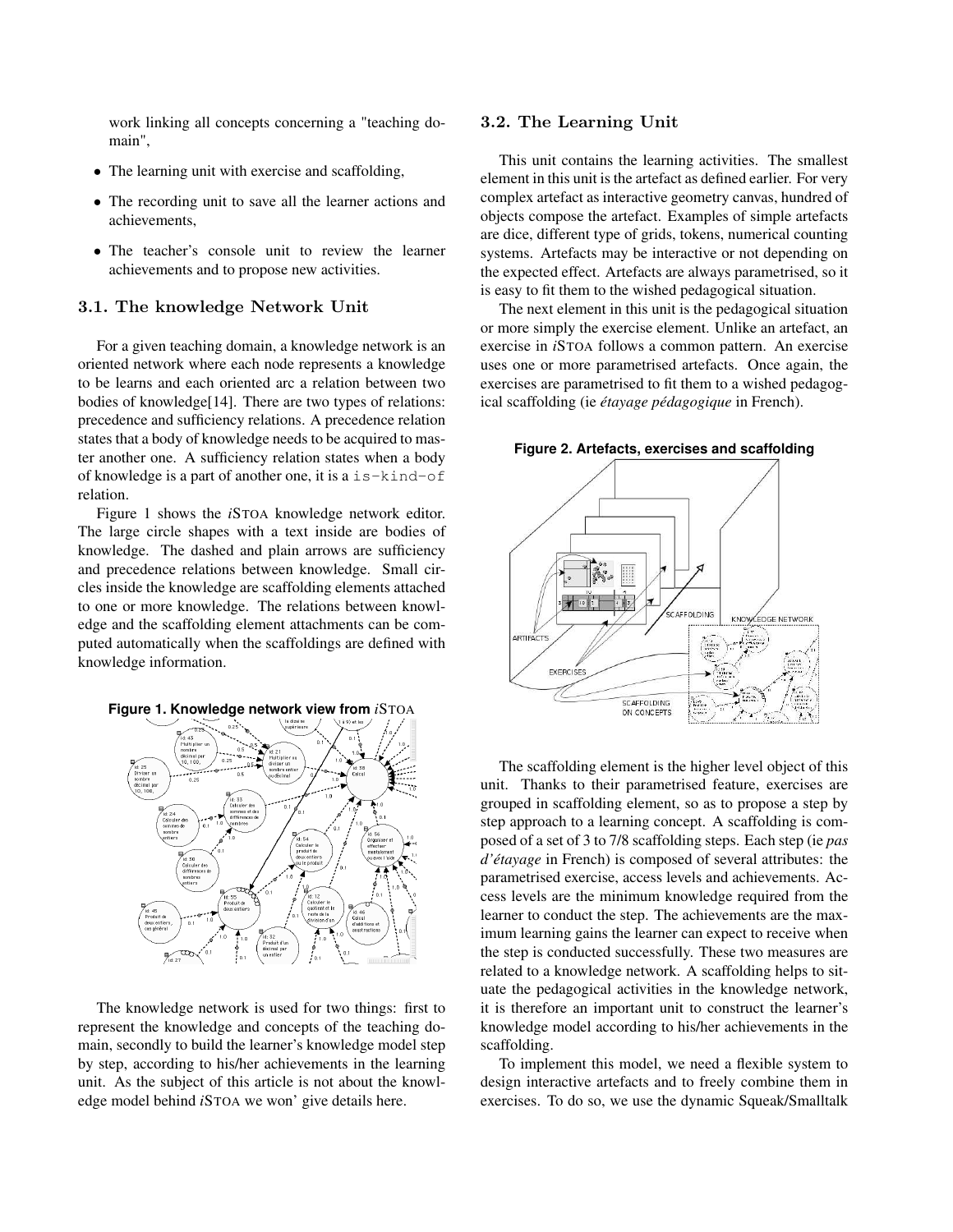work linking all concepts concerning a "teaching domain",

- The learning unit with exercise and scaffolding,
- The recording unit to save all the learner actions and achievements,
- The teacher's console unit to review the learner achievements and to propose new activities.

### 3.1. The knowledge Network Unit

For a given teaching domain, a knowledge network is an oriented network where each node represents a knowledge to be learns and each oriented arc a relation between two bodies of knowledge[14]. There are two types of relations: precedence and sufficiency relations. A precedence relation states that a body of knowledge needs to be acquired to master another one. A sufficiency relation states when a body of knowledge is a part of another one, it is a `is-kind-of` relation.

Figure 1 shows the *i*STOA knowledge network editor. The large circle shapes with a text inside are bodies of knowledge. The dashed and plain arrows are sufficiency and precedence relations between knowledge. Small circles inside the knowledge are scaffolding elements attached to one or more knowledge. The relations between knowledge and the scaffolding element attachments can be computed automatically when the scaffoldings are defined with knowledge information.

**Figure 1. Knowledge network view from *i*STOA**

The knowledge network is used for two things: first to represent the knowledge and concepts of the teaching domain, secondly to build the learner's knowledge model step by step, according to his/her achievements in the learning unit. As the subject of this article is not about the knowledge model behind *i*STOA we won' give details here.

### 3.2. The Learning Unit

This unit contains the learning activities. The smallest element in this unit is the artefact as defined earlier. For very complex artefact as interactive geometry canvas, hundred of objects compose the artefact. Examples of simple artefacts are dice, different type of grids, tokens, numerical counting systems. Artefacts may be interactive or not depending on the expected effect. Artefacts are always parametrised, so it is easy to fit them to the wished pedagogical situation.

The next element in this unit is the pedagogical situation or more simply the exercise element. Unlike an artefact, an exercise in *i*STOA follows a common pattern. An exercise uses one or more parametrised artefacts. Once again, the exercises are parametrised to fit them to a wished pedagogical scaffolding (ie *étayage pédagogique* in French).

**Figure 2. Artefacts, exercises and scaffolding**

The scaffolding element is the higher level object of this unit. Thanks to their parametrised feature, exercises are grouped in scaffolding element, so as to propose a step by step approach to a learning concept. A scaffolding is composed of a set of 3 to 7/8 scaffolding steps. Each step (ie *pas d'étayage* in French) is composed of several attributes: the parametrised exercise, access levels and achievements. Access levels are the minimum knowledge required from the learner to conduct the step. The achievements are the maximum learning gains the learner can expect to receive when the step is conducted successfully. These two measures are related to a knowledge network. A scaffolding helps to situate the pedagogical activities in the knowledge network, it is therefore an important unit to construct the learner's knowledge model according to his/her achievements in the scaffolding.

To implement this model, we need a flexible system to design interactive artefacts and to freely combine them in exercises. To do so, we use the dynamic Squeak/Smalltalk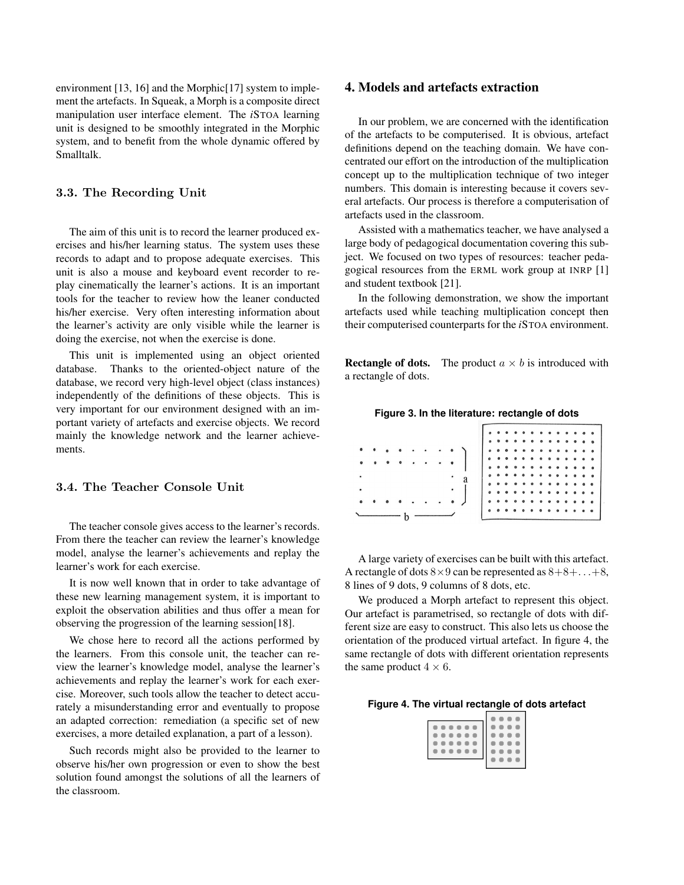environment [13, 16] and the Morphic[17] system to implement the artefacts. In Squeak, a Morph is a composite direct manipulation user interface element. The *i*STOA learning unit is designed to be smoothly integrated in the Morphic system, and to benefit from the whole dynamic offered by Smalltalk.

### 3.3. The Recording Unit

The aim of this unit is to record the learner produced exercises and his/her learning status. The system uses these records to adapt and to propose adequate exercises. This unit is also a mouse and keyboard event recorder to replay cinematically the learner's actions. It is an important tools for the teacher to review how the leaner conducted his/her exercise. Very often interesting information about the learner's activity are only visible while the learner is doing the exercise, not when the exercise is done.

This unit is implemented using an object oriented database. Thanks to the oriented-object nature of the database, we record very high-level object (class instances) independently of the definitions of these objects. This is very important for our environment designed with an important variety of artefacts and exercise objects. We record mainly the knowledge network and the learner achievements.

### 3.4. The Teacher Console Unit

The teacher console gives access to the learner's records. From there the teacher can review the learner's knowledge model, analyse the learner's achievements and replay the learner's work for each exercise.

It is now well known that in order to take advantage of these new learning management system, it is important to exploit the observation abilities and thus offer a mean for observing the progression of the learning session[18].

We chose here to record all the actions performed by the learners. From this console unit, the teacher can review the learner's knowledge model, analyse the learner's achievements and replay the learner's work for each exercise. Moreover, such tools allow the teacher to detect accurately a misunderstanding error and eventually to propose an adapted correction: remediation (a specific set of new exercises, a more detailed explanation, a part of a lesson).

Such records might also be provided to the learner to observe his/her own progression or even to show the best solution found amongst the solutions of all the learners of the classroom.

## 4. Models and artefacts extraction

In our problem, we are concerned with the identification of the artefacts to be computerised. It is obvious, artefact definitions depend on the teaching domain. We have concentrated our effort on the introduction of the multiplication concept up to the multiplication technique of two integer numbers. This domain is interesting because it covers several artefacts. Our process is therefore a computerisation of artefacts used in the classroom.

Assisted with a mathematics teacher, we have analysed a large body of pedagogical documentation covering this subject. We focused on two types of resources: teacher pedagogical resources from the ERML work group at INRP [1] and student textbook [21].

In the following demonstration, we show the important artefacts used while teaching multiplication concept then their computerised counterparts for the *i*STOA environment.

**Rectangle of dots.** The product $a \times b$ is introduced with a rectangle of dots.

**Figure 3. In the literature: rectangle of dots**

A large variety of exercises can be built with this artefact. A rectangle of dots $8 \times 9$ can be represented as $8+8+\ldots+8$, 8 lines of 9 dots, 9 columns of 8 dots, etc.

We produced a Morph artefact to represent this object. Our artefact is parametrised, so rectangle of dots with different size are easy to construct. This also lets us choose the orientation of the produced virtual artefact. In figure 4, the same rectangle of dots with different orientation represents the same product $4 \times 6$.

**Figure 4. The virtual rectangle of dots artefact**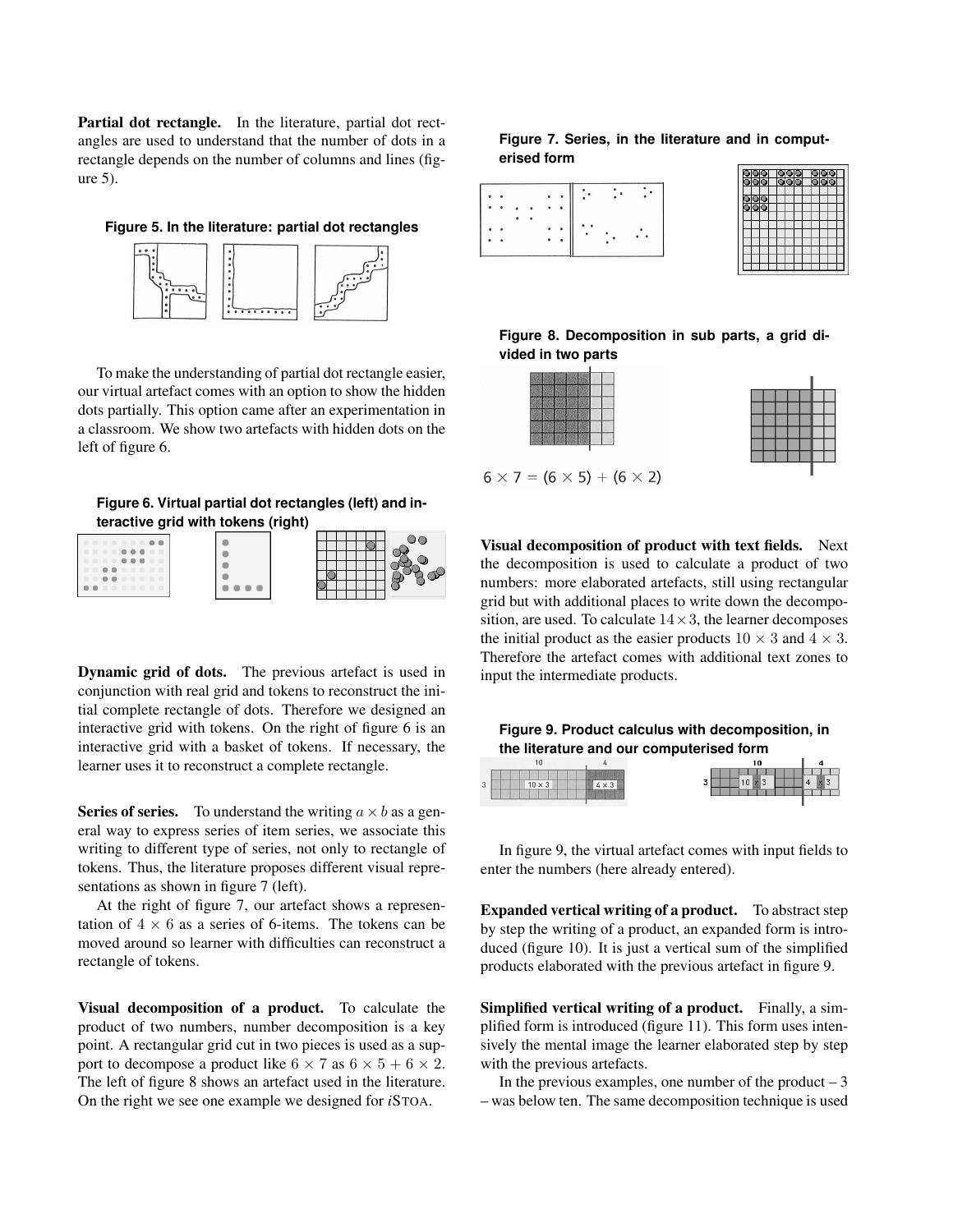**Partial dot rectangle.** In the literature, partial dot rectangles are used to understand that the number of dots in a rectangle depends on the number of columns and lines (figure 5).

**Figure 5. In the literature: partial dot rectangles**

To make the understanding of partial dot rectangle easier, our virtual artefact comes with an option to show the hidden dots partially. This option came after an experimentation in a classroom. We show two artefacts with hidden dots on the left of figure 6.

**Figure 6. Virtual partial dot rectangles (left) and interactive grid with tokens (right)**

**Dynamic grid of dots.** The previous artefact is used in conjunction with real grid and tokens to reconstruct the initial complete rectangle of dots. Therefore we designed an interactive grid with tokens. On the right of figure 6 is an interactive grid with a basket of tokens. If necessary, the learner uses it to reconstruct a complete rectangle.

**Series of series.** To understand the writing $a \times b$ as a general way to express series of item series, we associate this writing to different type of series, not only to rectangle of tokens. Thus, the literature proposes different visual representations as shown in figure 7 (left).

At the right of figure 7, our artefact shows a representation of $4 \times 6$ as a series of 6-items. The tokens can be moved around so learner with difficulties can reconstruct a rectangle of tokens.

**Visual decomposition of a product.** To calculate the product of two numbers, number decomposition is a key point. A rectangular grid cut in two pieces is used as a support to decompose a product like $6 \times 7$ as $6 \times 5 + 6 \times 2$. The left of figure 8 shows an artefact used in the literature. On the right we see one example we designed for *i*STOA.

**Figure 7. Series, in the literature and in computerised form**

**Figure 8. Decomposition in sub parts, a grid divided in two parts**

$6 \times 7 = (6 \times 5) + (6 \times 2)$

**Visual decomposition of product with text fields.** Next the decomposition is used to calculate a product of two numbers: more elaborated artefacts, still using rectangular grid but with additional places to write down the decomposition, are used. To calculate $14 \times 3$, the learner decomposes the initial product as the easier products $10 \times 3$ and $4 \times 3$. Therefore the artefact comes with additional text zones to input the intermediate products.

**Figure 9. Product calculus with decomposition, in the literature and our computerised form**

In figure 9, the virtual artefact comes with input fields to enter the numbers (here already entered).

**Expanded vertical writing of a product.** To abstract step by step the writing of a product, an expanded form is introduced (figure 10). It is just a vertical sum of the simplified products elaborated with the previous artefact in figure 9.

**Simplified vertical writing of a product.** Finally, a simplified form is introduced (figure 11). This form uses intensively the mental image the learner elaborated step by step with the previous artefacts.

In the previous examples, one number of the product – 3 – was below ten. The same decomposition technique is used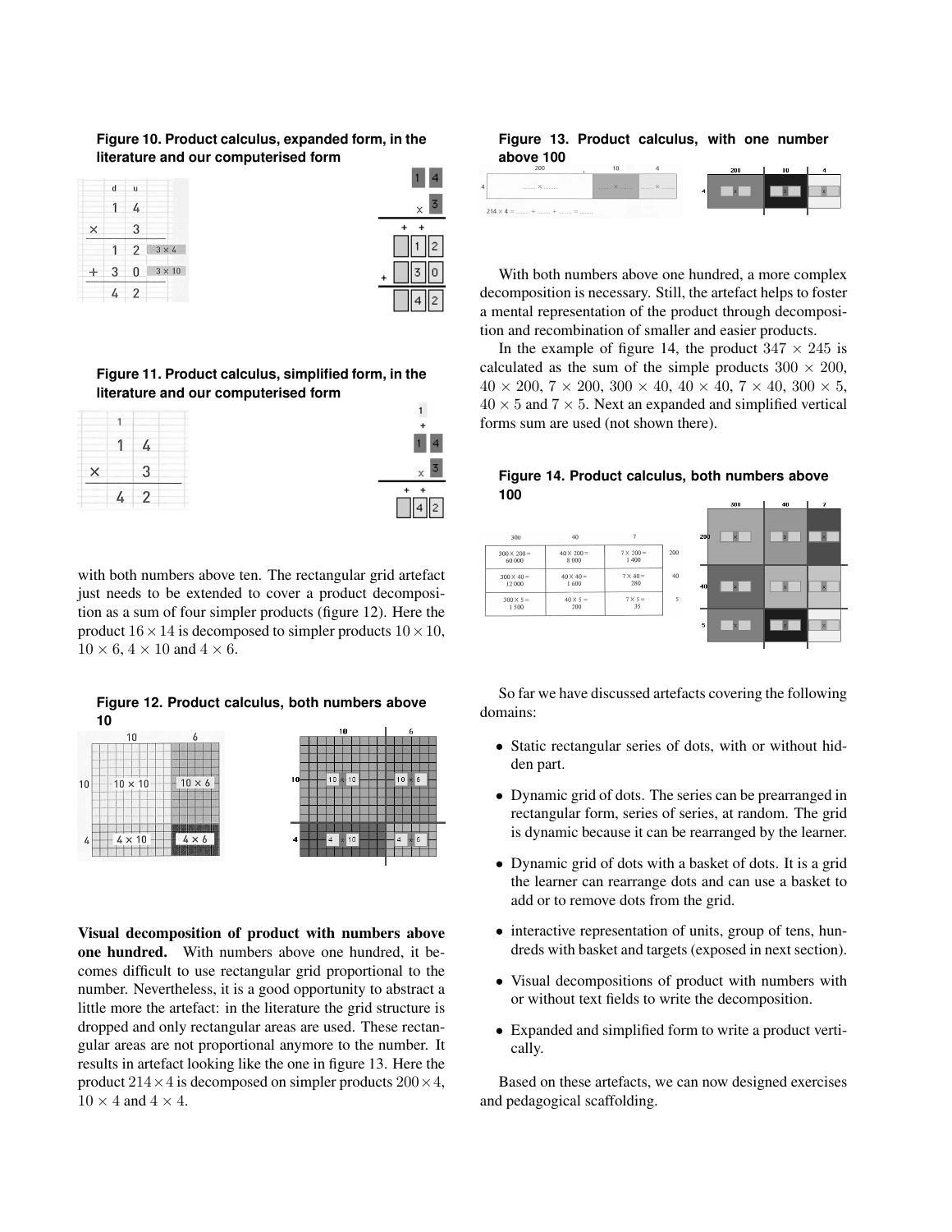**Figure 10. Product calculus, expanded form, in the literature and our computerised form**

**Figure 11. Product calculus, simplified form, in the literature and our computerised form**

with both numbers above ten. The rectangular grid artefact just needs to be extended to cover a product decomposition as a sum of four simpler products (figure 12). Here the product $16 \times 14$ is decomposed to simpler products $10 \times 10$, $10 \times 6$, $4 \times 10$ and $4 \times 6$.

**Figure 12. Product calculus, both numbers above 10**

**Visual decomposition of product with numbers above one hundred.** With numbers above one hundred, it becomes difficult to use rectangular grid proportional to the number. Nevertheless, it is a good opportunity to abstract a little more the artefact: in the literature the grid structure is dropped and only rectangular areas are used. These rectangular areas are not proportional anymore to the number. It results in artefact looking like the one in figure 13. Here the product $214 \times 4$ is decomposed on simpler products $200 \times 4$, $10 \times 4$ and $4 \times 4$.

**Figure 13. Product calculus, with one number above 100**

With both numbers above one hundred, a more complex decomposition is necessary. Still, the artefact helps to foster a mental representation of the product through decomposition and recombination of smaller and easier products.

In the example of figure 14, the product $347 \times 245$ is calculated as the sum of the simple products $300 \times 200$, $40 \times 200$, $7 \times 200$, $300 \times 40$, $40 \times 40$, $7 \times 40$, $300 \times 5$, $40 \times 5$ and $7 \times 5$. Next an expanded and simplified vertical forms sum are used (not shown there).

**Figure 14. Product calculus, both numbers above 100**

So far we have discussed artefacts covering the following domains:

- Static rectangular series of dots, with or without hidden part.
- Dynamic grid of dots. The series can be prearranged in rectangular form, series of series, at random. The grid is dynamic because it can be rearranged by the learner.
- Dynamic grid of dots with a basket of dots. It is a grid the learner can rearrange dots and can use a basket to add or to remove dots from the grid.
- interactive representation of units, group of tens, hundreds with basket and targets (exposed in next section).
- Visual decompositions of product with numbers with or without text fields to write the decomposition.
- Expanded and simplified form to write a product vertically.

Based on these artefacts, we can now designed exercises and pedagogical scaffolding.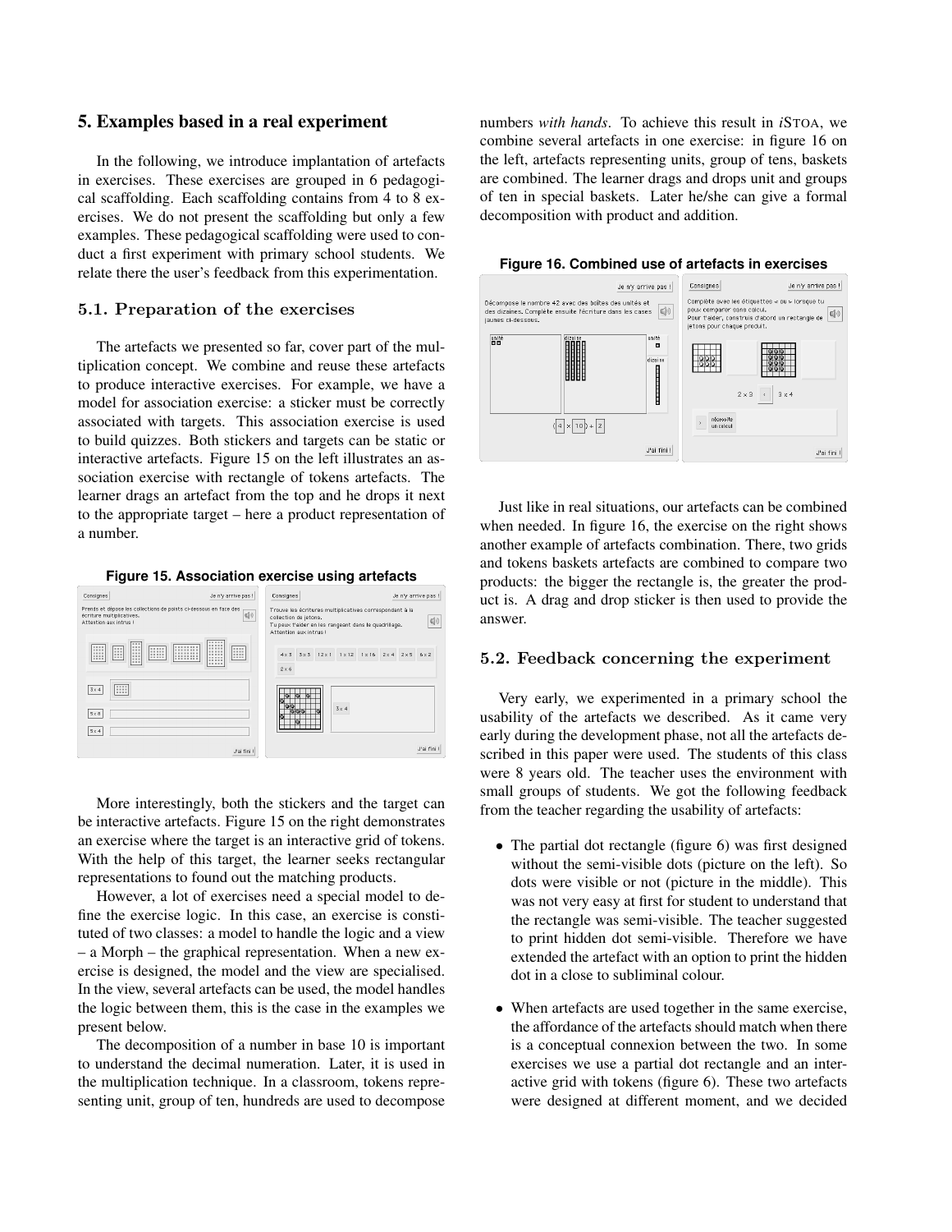## 5. Examples based in a real experiment

In the following, we introduce implantation of artefacts in exercises. These exercises are grouped in 6 pedagogical scaffolding. Each scaffolding contains from 4 to 8 exercises. We do not present the scaffolding but only a few examples. These pedagogical scaffolding were used to conduct a first experiment with primary school students. We relate there the user's feedback from this experimentation.

### 5.1. Preparation of the exercises

The artefacts we presented so far, cover part of the multiplication concept. We combine and reuse these artefacts to produce interactive exercises. For example, we have a model for association exercise: a sticker must be correctly associated with targets. This association exercise is used to build quizzes. Both stickers and targets can be static or interactive artefacts. Figure 15 on the left illustrates an association exercise with rectangle of tokens artefacts. The learner drags an artefact from the top and he drops it next to the appropriate target – here a product representation of a number.

**Figure 15. Association exercise using artefacts**

More interestingly, both the stickers and the target can be interactive artefacts. Figure 15 on the right demonstrates an exercise where the target is an interactive grid of tokens. With the help of this target, the learner seeks rectangular representations to found out the matching products.

However, a lot of exercises need a special model to define the exercise logic. In this case, an exercise is constituted of two classes: a model to handle the logic and a view – a Morph – the graphical representation. When a new exercise is designed, the model and the view are specialised. In the view, several artefacts can be used, the model handles the logic between them, this is the case in the examples we present below.

The decomposition of a number in base 10 is important to understand the decimal numeration. Later, it is used in the multiplication technique. In a classroom, tokens representing unit, group of ten, hundreds are used to decompose numbers *with hands*. To achieve this result in *i*STOA, we combine several artefacts in one exercise: in figure 16 on the left, artefacts representing units, group of tens, baskets are combined. The learner drags and drops unit and groups of ten in special baskets. Later he/she can give a formal decomposition with product and addition.

**Figure 16. Combined use of artefacts in exercises**

Just like in real situations, our artefacts can be combined when needed. In figure 16, the exercise on the right shows another example of artefacts combination. There, two grids and tokens baskets artefacts are combined to compare two products: the bigger the rectangle is, the greater the product is. A drag and drop sticker is then used to provide the answer.

### 5.2. Feedback concerning the experiment

Very early, we experimented in a primary school the usability of the artefacts we described. As it came very early during the development phase, not all the artefacts described in this paper were used. The students of this class were 8 years old. The teacher uses the environment with small groups of students. We got the following feedback from the teacher regarding the usability of artefacts:

- The partial dot rectangle (figure 6) was first designed without the semi-visible dots (picture on the left). So dots were visible or not (picture in the middle). This was not very easy at first for student to understand that the rectangle was semi-visible. The teacher suggested to print hidden dot semi-visible. Therefore we have extended the artefact with an option to print the hidden dot in a close to subliminal colour.
- When artefacts are used together in the same exercise, the affordance of the artefacts should match when there is a conceptual connexion between the two. In some exercises we use a partial dot rectangle and an interactive grid with tokens (figure 6). These two artefacts were designed at different moment, and we decided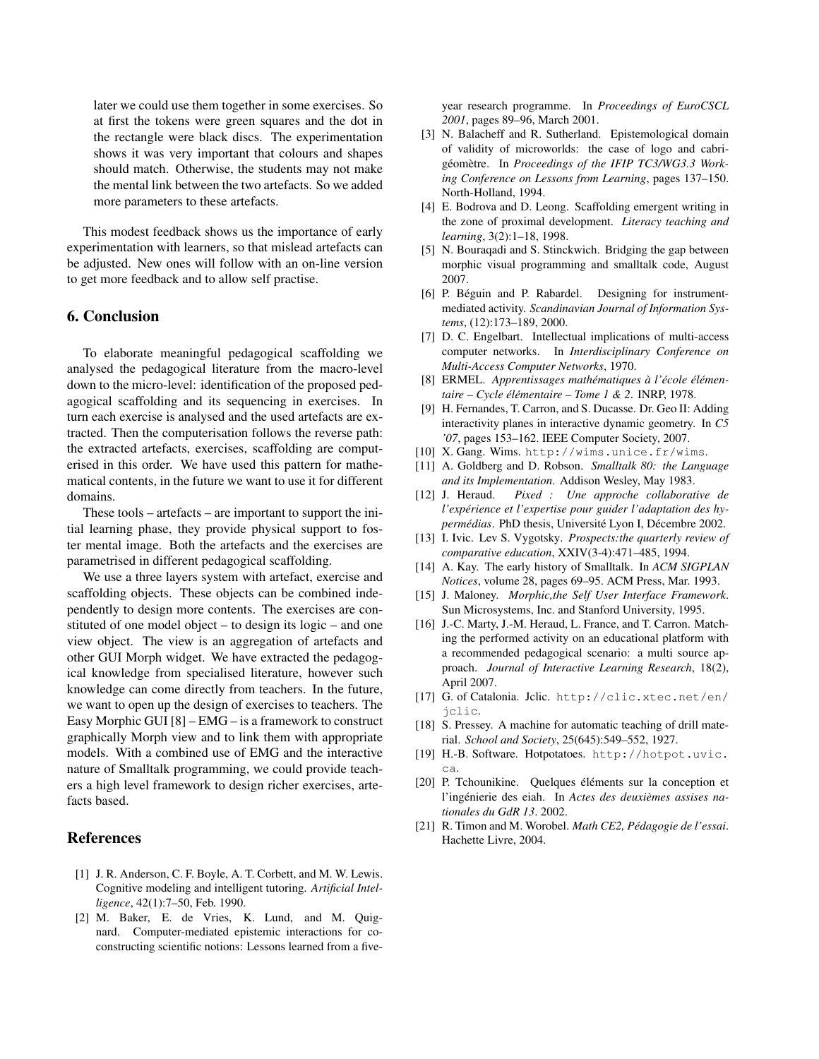later we could use them together in some exercises. So at first the tokens were green squares and the dot in the rectangle were black discs. The experimentation shows it was very important that colours and shapes should match. Otherwise, the students may not make the mental link between the two artefacts. So we added more parameters to these artefacts.

This modest feedback shows us the importance of early experimentation with learners, so that mislead artefacts can be adjusted. New ones will follow with an on-line version to get more feedback and to allow self practise.

## 6. Conclusion

To elaborate meaningful pedagogical scaffolding we analysed the pedagogical literature from the macro-level down to the micro-level: identification of the proposed pedagogical scaffolding and its sequencing in exercises. In turn each exercise is analysed and the used artefacts are extracted. Then the computerisation follows the reverse path: the extracted artefacts, exercises, scaffolding are computerised in this order. We have used this pattern for mathematical contents, in the future we want to use it for different domains.

These tools – artefacts – are important to support the initial learning phase, they provide physical support to foster mental image. Both the artefacts and the exercises are parametrised in different pedagogical scaffolding.

We use a three layers system with artefact, exercise and scaffolding objects. These objects can be combined independently to design more contents. The exercises are constituted of one model object – to design its logic – and one view object. The view is an aggregation of artefacts and other GUI Morph widget. We have extracted the pedagogical knowledge from specialised literature, however such knowledge can come directly from teachers. In the future, we want to open up the design of exercises to teachers. The Easy Morphic GUI [8] – EMG – is a framework to construct graphically Morph view and to link them with appropriate models. With a combined use of EMG and the interactive nature of Smalltalk programming, we could provide teachers a high level framework to design richer exercises, artefacts based.

## References

[1] J. R. Anderson, C. F. Boyle, A. T. Corbett, and M. W. Lewis. Cognitive modeling and intelligent tutoring. *Artificial Intelligence*, 42(1):7–50, Feb. 1990.

[2] M. Baker, E. de Vries, K. Lund, and M. Quignard. Computer-mediated epistemic interactions for co-constructing scientific notions: Lessons learned from a five-year research programme. In *Proceedings of EuroCSCL 2001*, pages 89–96, March 2001.

[3] N. Balacheff and R. Sutherland. Epistemological domain of validity of microworlds: the case of logo and cabri-géomètre. In *Proceedings of the IFIP TC3/WG3.3 Working Conference on Lessons from Learning*, pages 137–150. North-Holland, 1994.

[4] E. Bodrova and D. Leong. Scaffolding emergent writing in the zone of proximal development. *Literacy teaching and learning*, 3(2):1–18, 1998.

[5] N. Bouraqadi and S. Stinckwich. Bridging the gap between morphic visual programming and smalltalk code, August 2007.

[6] P. Béguin and P. Rabardel. Designing for instrument-mediated activity. *Scandinavian Journal of Information Systems*, (12):173–189, 2000.

[7] D. C. Engelbart. Intellectual implications of multi-access computer networks. In *Interdisciplinary Conference on Multi-Access Computer Networks*, 1970.

[8] ERMEL. *Apprentissages mathématiques à l'école élémentaire – Cycle élémentaire – Tome 1 & 2*. INRP, 1978.

[9] H. Fernandes, T. Carron, and S. Ducasse. Dr. Geo II: Adding interactivity planes in interactive dynamic geometry. In *C5 '07*, pages 153–162. IEEE Computer Society, 2007.

[10] X. Gang. Wims. `http://wims.unice.fr/wims`.

[11] A. Goldberg and D. Robson. *Smalltalk 80: the Language and its Implementation*. Addison Wesley, May 1983.

[12] J. Heraud. *Pixed : Une approche collaborative de l'expérience et l'expertise pour guider l'adaptation des hypermédias*. PhD thesis, Université Lyon I, Décembre 2002.

[13] I. Ivic. Lev S. Vygotsky. *Prospects:the quarterly review of comparative education*, XXIV(3-4):471–485, 1994.

[14] A. Kay. The early history of Smalltalk. In *ACM SIGPLAN Notices*, volume 28, pages 69–95. ACM Press, Mar. 1993.

[15] J. Maloney. *Morphic,the Self User Interface Framework*. Sun Microsystems, Inc. and Stanford University, 1995.

[16] J.-C. Marty, J.-M. Heraud, L. France, and T. Carron. Matching the performed activity on an educational platform with a recommended pedagogical scenario: a multi source approach. *Journal of Interactive Learning Research*, 18(2), April 2007.

[17] G. of Catalonia. Jclic. `http://clic.xtec.net/en/jclic`.

[18] S. Pressey. A machine for automatic teaching of drill material. *School and Society*, 25(645):549–552, 1927.

[19] H.-B. Software. Hotpotatoes. `http://hotpot.uvic.ca`.

[20] P. Tchounikine. Quelques éléments sur la conception et l'ingénierie des eiah. In *Actes des deuxièmes assises nationales du GdR 13*. 2002.

[21] R. Timon and M. Worobel. *Math CE2, Pédagogie de l'essai*. Hachette Livre, 2004.